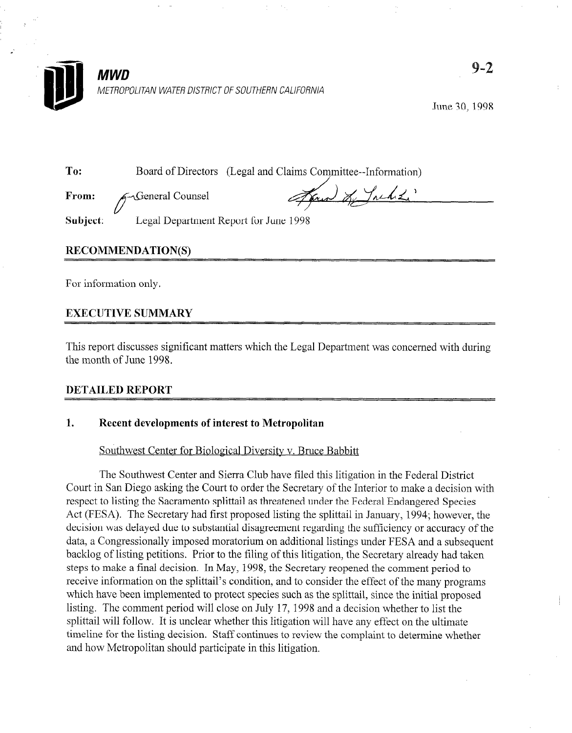**MWD**

METROPOLITAN WATER DISTRICT OF SOUTHERN CALIFORNIA

9-2

June 30, 1998

**To:** Board of Directors (Legal and Claims Committee--Information)

**From:** General Counsel

**Subject:** Legal Department Report for June 1998

## RECOMMENDATION(S)

For information only.

## EXECUTIVE SUMMARY

This report discusses significant matters which the Legal Department was concerned with during the month of June 1998.

## DETAILED REPORT

### 1. Recent developments of interest to Metropolitan

Southwest Center for Biological Diversity v. Bruce Babbitt

The Southwest Center and Sierra Club have filed this litigation in the Federal District Court in San Diego asking the Court to order the Secretary of the Interior to make a decision with respect to listing the Sacramento splittail as threatened under the Federal Endangered Species Act (FESA). The Secretary had first proposed listing the splittail in January, 1994; however, the decision was delayed due to substantial disagreement regarding the sufficiency or accuracy of the data, a Congressionally imposed moratorium on additional listings under FESA and a subsequent backlog of listing petitions. Prior to the filing of this litigation, the Secretary already had taken steps to make a final decision. In May, 1998, the Secretary reopened the comment period to receive information on the splittail's condition, and to consider the effect of the many programs which have been implemented to protect species such as the splittail, since the initial proposed listing. The comment period will close on July 17, 1998 and a decision whether to list the splittail will follow. It is unclear whether this litigation will have any effect on the ultimate timeline for the listing decision. Staff continues to review the complaint to determine whether and how Metropolitan should participate in this litigation.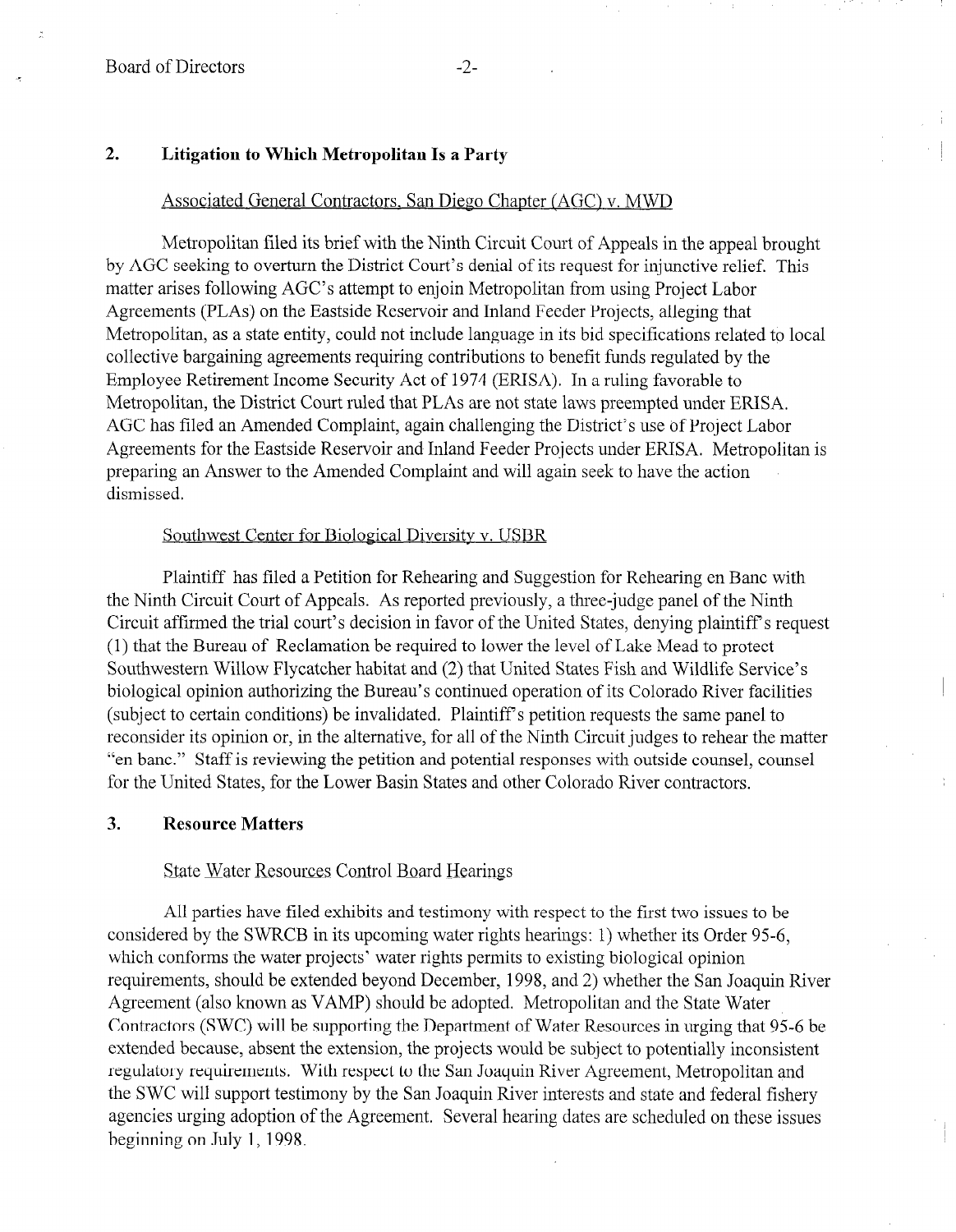## 2. Litigation to Which Metropolitan Is a Party

Associated General Contractors, San Diego Chapter (AGC) v. MWD

Metropolitan filed its brief with the Ninth Circuit Court of Appeals in the appeal brought by AGC seeking to overturn the District Court's denial of its request for injunctive relief. This matter arises following AGC's attempt to enjoin Metropolitan from using Project Labor Agreements (PLAs) on the Eastside Reservoir and Inland Feeder Projects, alleging that Metropolitan, as a state entity, could not include language in its bid specifications related to local collective bargaining agreements requiring contributions to benefit funds regulated by the Employee Retirement Income Security Act of 1974 (ERISA). In a ruling favorable to Metropolitan, the District Court ruled that PLAs are not state laws preempted under ERISA. AGC has filed an Amended Complaint, again challenging the District's use of Project Labor Agreements for the Eastside Reservoir and Inland Feeder Projects under ERISA. Metropolitan is preparing an Answer to the Amended Complaint and will again seek to have the action dismissed.

Southwest Center for Biological Diversity v. USBR

Plaintiff has filed a Petition for Rehearing and Suggestion for Rehearing en Banc with the Ninth Circuit Court of Appeals. As reported previously, a three-judge panel of the Ninth Circuit affirmed the trial court's decision in favor of the United States, denying plaintiff's request (1) that the Bureau of Reclamation be required to lower the level of Lake Mead to protect Southwestern Willow Flycatcher habitat and (2) that United States Fish and Wildlife Service's biological opinion authorizing the Bureau's continued operation of its Colorado River facilities (subject to certain conditions) be invalidated. Plaintiff's petition requests the same panel to reconsider its opinion or, in the alternative, for all of the Ninth Circuit judges to rehear the matter "en banc." Staff is reviewing the petition and potential responses with outside counsel, counsel for the United States, for the Lower Basin States and other Colorado River contractors.

## 3. Resource Matters

State Water Resources Control Board Hearings

All parties have filed exhibits and testimony with respect to the first two issues to be considered by the SWRCB in its upcoming water rights hearings: 1) whether its Order 95-6, which conforms the water projects' water rights permits to existing biological opinion requirements, should be extended beyond December, 1998, and 2) whether the San Joaquin River Agreement (also known as VAMP) should be adopted. Metropolitan and the State Water Contractors (SWC) will be supporting the Department of Water Resources in urging that 95-6 be extended because, absent the extension, the projects would be subject to potentially inconsistent regulatory requirements. With respect to the San Joaquin River Agreement, Metropolitan and the SWC will support testimony by the San Joaquin River interests and state and federal fishery agencies urging adoption of the Agreement. Several hearing dates are scheduled on these issues beginning on July 1, 1998.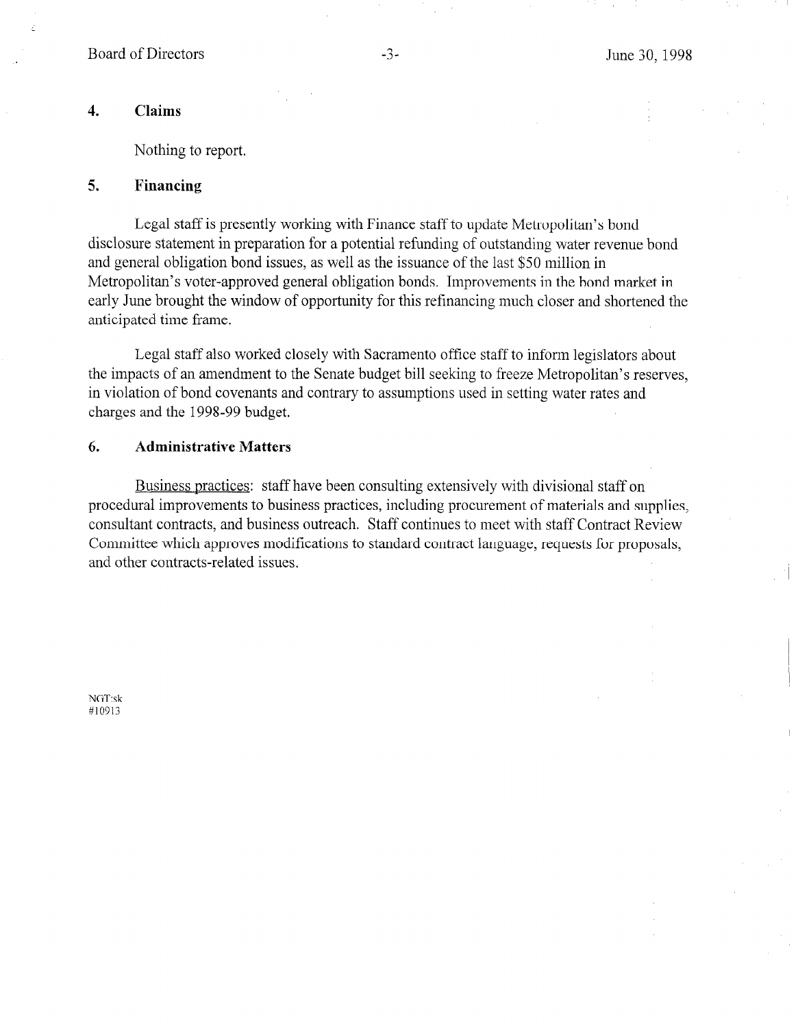## 4. Claims

Nothing to report.

## 5. Financing

Legal staff is presently working with Finance staff to update Metropolitan's bond disclosure statement in preparation for a potential refunding of outstanding water revenue bond and general obligation bond issues, as well as the issuance of the last $50 million in Metropolitan's voter-approved general obligation bonds. Improvements in the bond market in early June brought the window of opportunity for this refinancing much closer and shortened the anticipated time frame.

Legal staff also worked closely with Sacramento office staff to inform legislators about the impacts of an amendment to the Senate budget bill seeking to freeze Metropolitan's reserves, in violation of bond covenants and contrary to assumptions used in setting water rates and charges and the 1998-99 budget.

## 6. Administrative Matters

Business practices: staff have been consulting extensively with divisional staff on procedural improvements to business practices, including procurement of materials and supplies, consultant contracts, and business outreach. Staff continues to meet with staff Contract Review Committee which approves modifications to standard contract language, requests for proposals, and other contracts-related issues.

NGT:sk
#10913